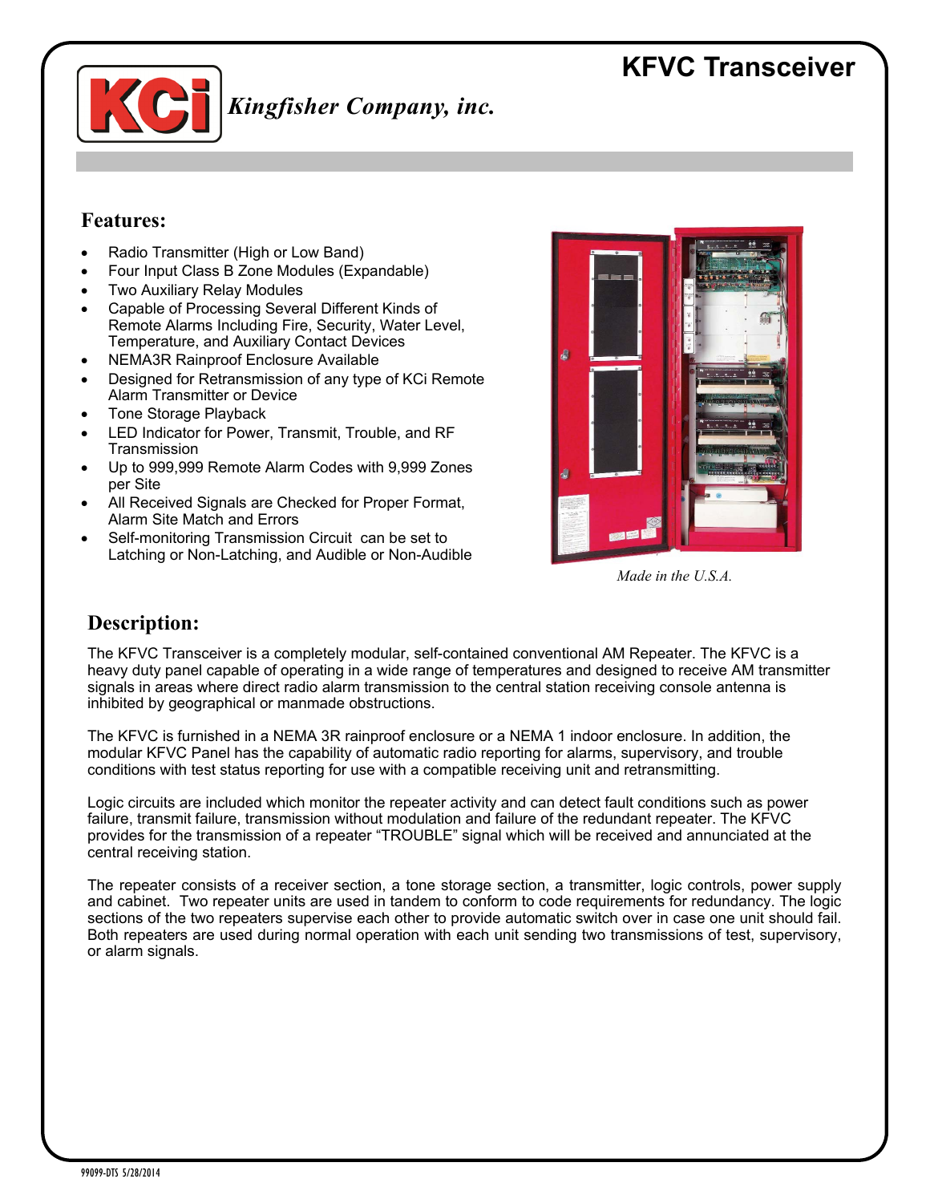# KFVC Transceiver

*Kingfisher Company, inc.*

## Features:

- Radio Transmitter (High or Low Band)
- Four Input Class B Zone Modules (Expandable)
- Two Auxiliary Relay Modules
- Capable of Processing Several Different Kinds of Remote Alarms Including Fire, Security, Water Level, Temperature, and Auxiliary Contact Devices
- NEMA3R Rainproof Enclosure Available
- Designed for Retransmission of any type of KCi Remote Alarm Transmitter or Device
- Tone Storage Playback
- LED Indicator for Power, Transmit, Trouble, and RF Transmission
- Up to 999,999 Remote Alarm Codes with 9,999 Zones per Site
- All Received Signals are Checked for Proper Format, Alarm Site Match and Errors
- Self-monitoring Transmission Circuit can be set to Latching or Non-Latching, and Audible or Non-Audible

*Made in the U.S.A.*

## Description:

The KFVC Transceiver is a completely modular, self-contained conventional AM Repeater. The KFVC is a heavy duty panel capable of operating in a wide range of temperatures and designed to receive AM transmitter signals in areas where direct radio alarm transmission to the central station receiving console antenna is inhibited by geographical or manmade obstructions.

The KFVC is furnished in a NEMA 3R rainproof enclosure or a NEMA 1 indoor enclosure. In addition, the modular KFVC Panel has the capability of automatic radio reporting for alarms, supervisory, and trouble conditions with test status reporting for use with a compatible receiving unit and retransmitting.

Logic circuits are included which monitor the repeater activity and can detect fault conditions such as power failure, transmit failure, transmission without modulation and failure of the redundant repeater. The KFVC provides for the transmission of a repeater "TROUBLE" signal which will be received and annunciated at the central receiving station.

The repeater consists of a receiver section, a tone storage section, a transmitter, logic controls, power supply and cabinet. Two repeater units are used in tandem to conform to code requirements for redundancy. The logic sections of the two repeaters supervise each other to provide automatic switch over in case one unit should fail. Both repeaters are used during normal operation with each unit sending two transmissions of test, supervisory, or alarm signals.

99099-DTS 5/28/2014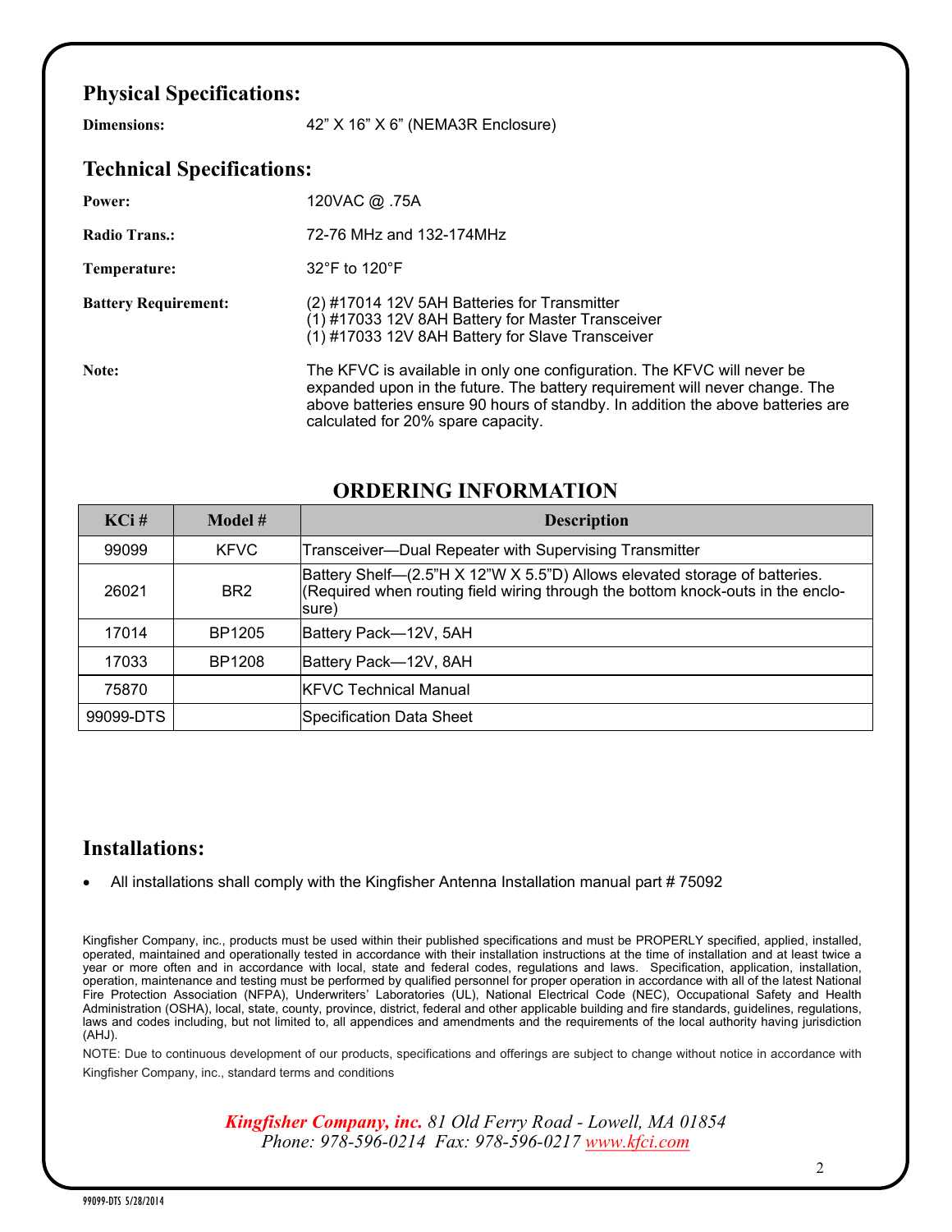## Physical Specifications:

**Dimensions:** 42” X 16” X 6” (NEMA3R Enclosure)

## Technical Specifications:

**Power:** 120VAC @ .75A

**Radio Trans.:** 72-76 MHz and 132-174MHz

**Temperature:** 32°F to 120°F

**Battery Requirement:**
(2) #17014 12V 5AH Batteries for Transmitter
(1) #17033 12V 8AH Battery for Master Transceiver
(1) #17033 12V 8AH Battery for Slave Transceiver

**Note:** The KFVC is available in only one configuration. The KFVC will never be expanded upon in the future. The battery requirement will never change. The above batteries ensure 90 hours of standby. In addition the above batteries are calculated for 20% spare capacity.

## ORDERING INFORMATION

| KCi # | Model # | Description |
|---|---|---|
| 99099 | KFVC | Transceiver—Dual Repeater with Supervising Transmitter |
| 26021 | BR2 | Battery Shelf—(2.5”H X 12”W X 5.5”D) Allows elevated storage of batteries. (Required when routing field wiring through the bottom knock-outs in the enclosure) |
| 17014 | BP1205 | Battery Pack—12V, 5AH |
| 17033 | BP1208 | Battery Pack—12V, 8AH |
| 75870 | | KFVC Technical Manual |
| 99099-DTS | | Specification Data Sheet |

## Installations:

- All installations shall comply with the Kingfisher Antenna Installation manual part # 75092

Kingfisher Company, inc., products must be used within their published specifications and must be PROPERLY specified, applied, installed, operated, maintained and operationally tested in accordance with their installation instructions at the time of installation and at least twice a year or more often and in accordance with local, state and federal codes, regulations and laws. Specification, application, installation, operation, maintenance and testing must be performed by qualified personnel for proper operation in accordance with all of the latest National Fire Protection Association (NFPA), Underwriters’ Laboratories (UL), National Electrical Code (NEC), Occupational Safety and Health Administration (OSHA), local, state, county, province, district, federal and other applicable building and fire standards, guidelines, regulations, laws and codes including, but not limited to, all appendices and amendments and the requirements of the local authority having jurisdiction (AHJ).

NOTE: Due to continuous development of our products, specifications and offerings are subject to change without notice in accordance with Kingfisher Company, inc., standard terms and conditions

***Kingfisher Company, inc.*** *81 Old Ferry Road - Lowell, MA 01854*
*Phone: 978-596-0214 Fax: 978-596-0217 www.kfci.com*

99099-DTS 5/28/2014